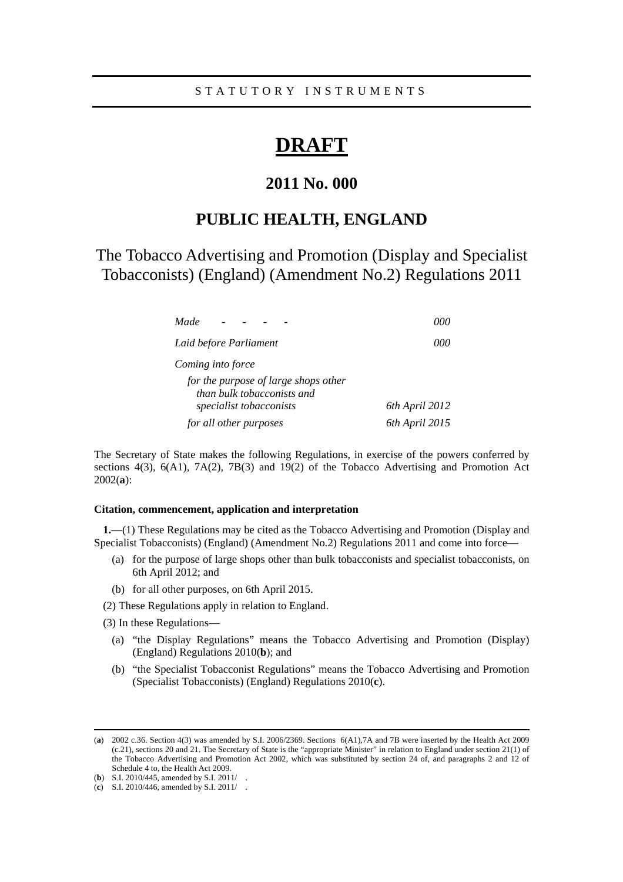STATUTORY INSTRUMENTS

# DRAFT

## 2011 No. 000

## PUBLIC HEALTH, ENGLAND

## The Tobacco Advertising and Promotion (Display and Specialist Tobacconists) (England) (Amendment No.2) Regulations 2011

| | |
|---|---|
| *Made - - - -* | *000* |
| *Laid before Parliament* | *000* |
| *Coming into force* | |
| *for the purpose of large shops other than bulk tobacconists and specialist tobacconists* | *6th April 2012* |
| *for all other purposes* | *6th April 2015* |

The Secretary of State makes the following Regulations, in exercise of the powers conferred by sections 4(3), 6(A1), 7A(2), 7B(3) and 19(2) of the Tobacco Advertising and Promotion Act 2002(**a**):

**Citation, commencement, application and interpretation**

**1.**—(1) These Regulations may be cited as the Tobacco Advertising and Promotion (Display and Specialist Tobacconists) (England) (Amendment No.2) Regulations 2011 and come into force—

(a) for the purpose of large shops other than bulk tobacconists and specialist tobacconists, on 6th April 2012; and

(b) for all other purposes, on 6th April 2015.

(2) These Regulations apply in relation to England.

(3) In these Regulations—

(a) "the Display Regulations" means the Tobacco Advertising and Promotion (Display) (England) Regulations 2010(**b**); and

(b) "the Specialist Tobacconist Regulations" means the Tobacco Advertising and Promotion (Specialist Tobacconists) (England) Regulations 2010(**c**).

---

(**a**) 2002 c.36. Section 4(3) was amended by S.I. 2006/2369. Sections 6(A1),7A and 7B were inserted by the Health Act 2009 (c.21), sections 20 and 21. The Secretary of State is the "appropriate Minister" in relation to England under section 21(1) of the Tobacco Advertising and Promotion Act 2002, which was substituted by section 24 of, and paragraphs 2 and 12 of Schedule 4 to, the Health Act 2009.

(**b**) S.I. 2010/445, amended by S.I. 2011/ .

(**c**) S.I. 2010/446, amended by S.I. 2011/ .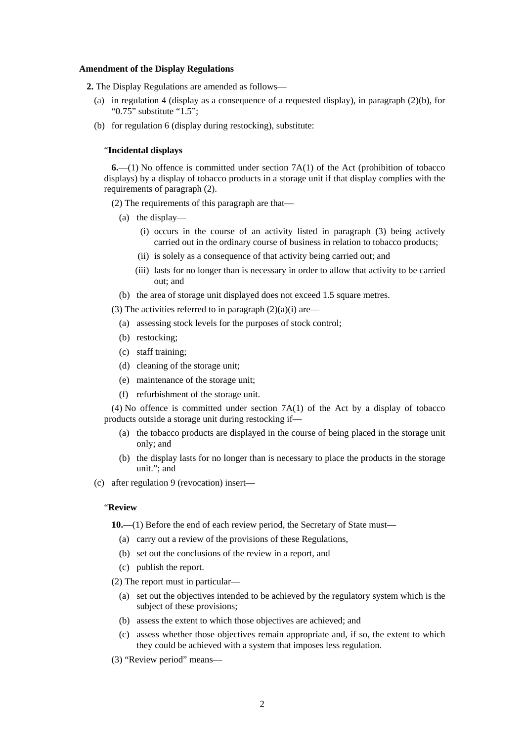**Amendment of the Display Regulations**

**2.** The Display Regulations are amended as follows—

(a) in regulation 4 (display as a consequence of a requested display), in paragraph (2)(b), for "0.75" substitute "1.5";

(b) for regulation 6 (display during restocking), substitute:

"**Incidental displays**

**6.**—(1) No offence is committed under section 7A(1) of the Act (prohibition of tobacco displays) by a display of tobacco products in a storage unit if that display complies with the requirements of paragraph (2).

(2) The requirements of this paragraph are that—

(a) the display—

(i) occurs in the course of an activity listed in paragraph (3) being actively carried out in the ordinary course of business in relation to tobacco products;

(ii) is solely as a consequence of that activity being carried out; and

(iii) lasts for no longer than is necessary in order to allow that activity to be carried out; and

(b) the area of storage unit displayed does not exceed 1.5 square metres.

(3) The activities referred to in paragraph (2)(a)(i) are—

(a) assessing stock levels for the purposes of stock control;

(b) restocking;

(c) staff training;

(d) cleaning of the storage unit;

(e) maintenance of the storage unit;

(f) refurbishment of the storage unit.

(4) No offence is committed under section 7A(1) of the Act by a display of tobacco products outside a storage unit during restocking if—

(a) the tobacco products are displayed in the course of being placed in the storage unit only; and

(b) the display lasts for no longer than is necessary to place the products in the storage unit."; and

(c) after regulation 9 (revocation) insert—

"**Review**

**10.**—(1) Before the end of each review period, the Secretary of State must—

(a) carry out a review of the provisions of these Regulations,

(b) set out the conclusions of the review in a report, and

(c) publish the report.

(2) The report must in particular—

(a) set out the objectives intended to be achieved by the regulatory system which is the subject of these provisions;

(b) assess the extent to which those objectives are achieved; and

(c) assess whether those objectives remain appropriate and, if so, the extent to which they could be achieved with a system that imposes less regulation.

(3) "Review period" means—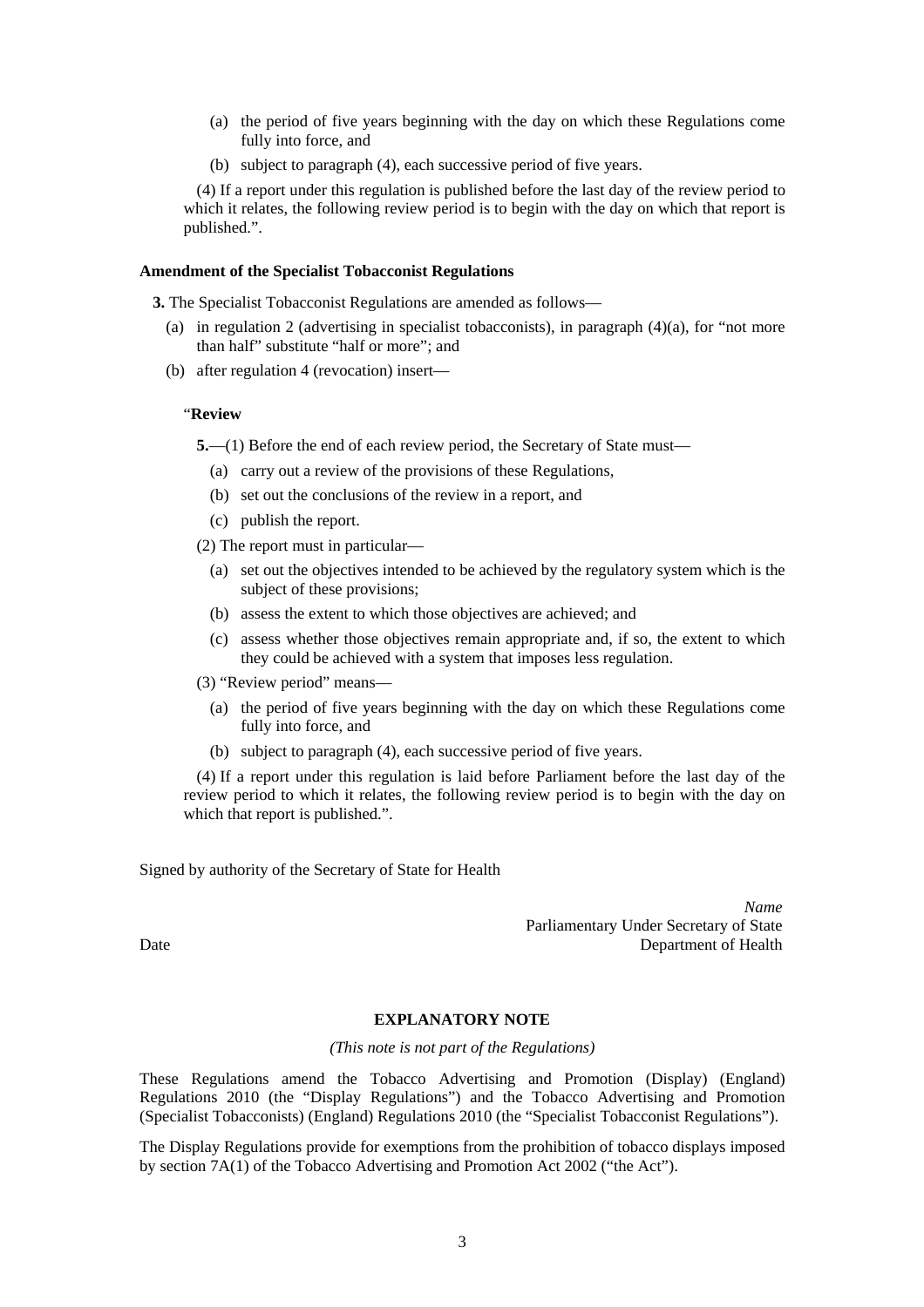(a) the period of five years beginning with the day on which these Regulations come fully into force, and

(b) subject to paragraph (4), each successive period of five years.

(4) If a report under this regulation is published before the last day of the review period to which it relates, the following review period is to begin with the day on which that report is published.".

**Amendment of the Specialist Tobacconist Regulations**

**3.** The Specialist Tobacconist Regulations are amended as follows—

(a) in regulation 2 (advertising in specialist tobacconists), in paragraph (4)(a), for "not more than half" substitute "half or more"; and

(b) after regulation 4 (revocation) insert—

"**Review**

**5.**—(1) Before the end of each review period, the Secretary of State must—

(a) carry out a review of the provisions of these Regulations,

(b) set out the conclusions of the review in a report, and

(c) publish the report.

(2) The report must in particular—

(a) set out the objectives intended to be achieved by the regulatory system which is the subject of these provisions;

(b) assess the extent to which those objectives are achieved; and

(c) assess whether those objectives remain appropriate and, if so, the extent to which they could be achieved with a system that imposes less regulation.

(3) "Review period" means—

(a) the period of five years beginning with the day on which these Regulations come fully into force, and

(b) subject to paragraph (4), each successive period of five years.

(4) If a report under this regulation is laid before Parliament before the last day of the review period to which it relates, the following review period is to begin with the day on which that report is published.".

Signed by authority of the Secretary of State for Health

*Name*
Parliamentary Under Secretary of State
Department of Health

Date

**EXPLANATORY NOTE**

*(This note is not part of the Regulations)*

These Regulations amend the Tobacco Advertising and Promotion (Display) (England) Regulations 2010 (the "Display Regulations") and the Tobacco Advertising and Promotion (Specialist Tobacconists) (England) Regulations 2010 (the "Specialist Tobacconist Regulations").

The Display Regulations provide for exemptions from the prohibition of tobacco displays imposed by section 7A(1) of the Tobacco Advertising and Promotion Act 2002 ("the Act").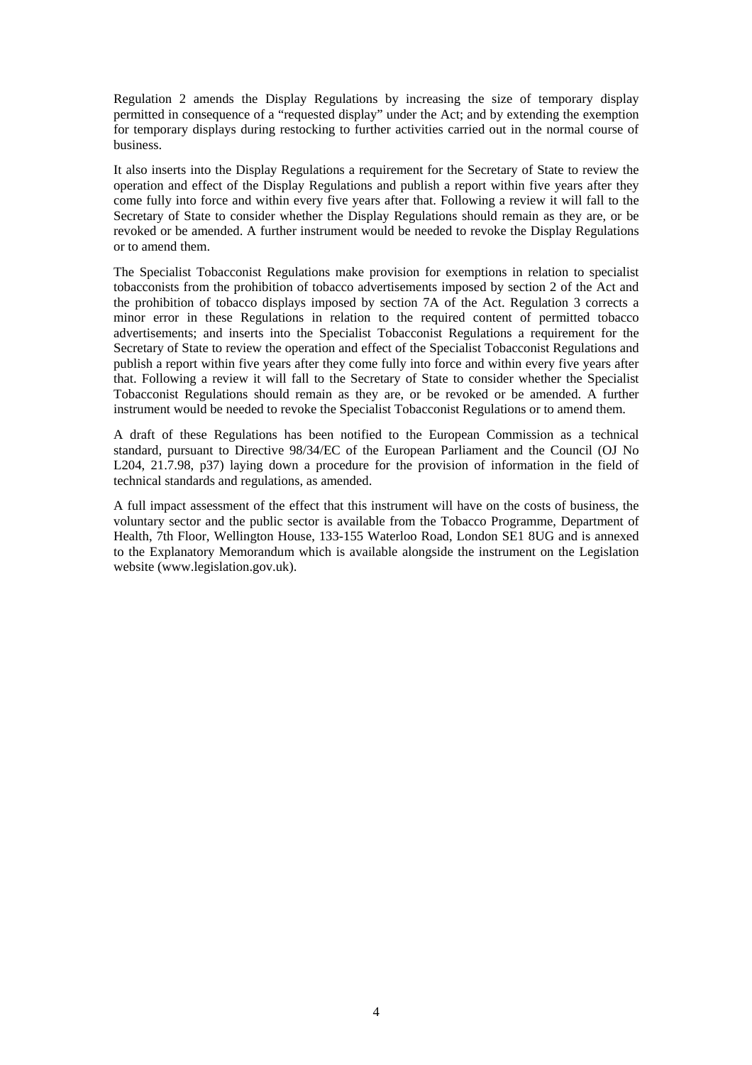Regulation 2 amends the Display Regulations by increasing the size of temporary display permitted in consequence of a "requested display" under the Act; and by extending the exemption for temporary displays during restocking to further activities carried out in the normal course of business.

It also inserts into the Display Regulations a requirement for the Secretary of State to review the operation and effect of the Display Regulations and publish a report within five years after they come fully into force and within every five years after that. Following a review it will fall to the Secretary of State to consider whether the Display Regulations should remain as they are, or be revoked or be amended. A further instrument would be needed to revoke the Display Regulations or to amend them.

The Specialist Tobacconist Regulations make provision for exemptions in relation to specialist tobacconists from the prohibition of tobacco advertisements imposed by section 2 of the Act and the prohibition of tobacco displays imposed by section 7A of the Act. Regulation 3 corrects a minor error in these Regulations in relation to the required content of permitted tobacco advertisements; and inserts into the Specialist Tobacconist Regulations a requirement for the Secretary of State to review the operation and effect of the Specialist Tobacconist Regulations and publish a report within five years after they come fully into force and within every five years after that. Following a review it will fall to the Secretary of State to consider whether the Specialist Tobacconist Regulations should remain as they are, or be revoked or be amended. A further instrument would be needed to revoke the Specialist Tobacconist Regulations or to amend them.

A draft of these Regulations has been notified to the European Commission as a technical standard, pursuant to Directive 98/34/EC of the European Parliament and the Council (OJ No L204, 21.7.98, p37) laying down a procedure for the provision of information in the field of technical standards and regulations, as amended.

A full impact assessment of the effect that this instrument will have on the costs of business, the voluntary sector and the public sector is available from the Tobacco Programme, Department of Health, 7th Floor, Wellington House, 133-155 Waterloo Road, London SE1 8UG and is annexed to the Explanatory Memorandum which is available alongside the instrument on the Legislation website (www.legislation.gov.uk).